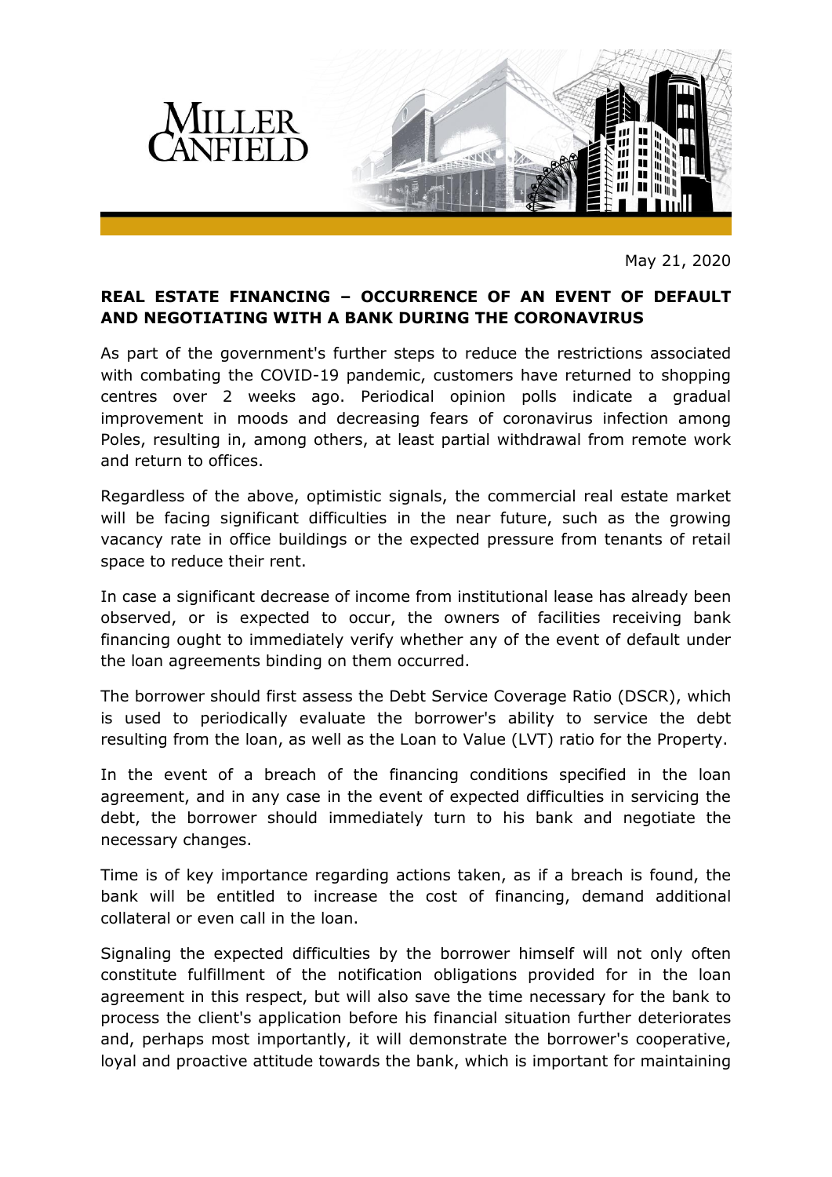May 21, 2020

## REAL ESTATE FINANCING – OCCURRENCE OF AN EVENT OF DEFAULT AND NEGOTIATING WITH A BANK DURING THE CORONAVIRUS

As part of the government's further steps to reduce the restrictions associated with combating the COVID-19 pandemic, customers have returned to shopping centres over 2 weeks ago. Periodical opinion polls indicate a gradual improvement in moods and decreasing fears of coronavirus infection among Poles, resulting in, among others, at least partial withdrawal from remote work and return to offices.

Regardless of the above, optimistic signals, the commercial real estate market will be facing significant difficulties in the near future, such as the growing vacancy rate in office buildings or the expected pressure from tenants of retail space to reduce their rent.

In case a significant decrease of income from institutional lease has already been observed, or is expected to occur, the owners of facilities receiving bank financing ought to immediately verify whether any of the event of default under the loan agreements binding on them occurred.

The borrower should first assess the Debt Service Coverage Ratio (DSCR), which is used to periodically evaluate the borrower's ability to service the debt resulting from the loan, as well as the Loan to Value (LVT) ratio for the Property.

In the event of a breach of the financing conditions specified in the loan agreement, and in any case in the event of expected difficulties in servicing the debt, the borrower should immediately turn to his bank and negotiate the necessary changes.

Time is of key importance regarding actions taken, as if a breach is found, the bank will be entitled to increase the cost of financing, demand additional collateral or even call in the loan.

Signaling the expected difficulties by the borrower himself will not only often constitute fulfillment of the notification obligations provided for in the loan agreement in this respect, but will also save the time necessary for the bank to process the client's application before his financial situation further deteriorates and, perhaps most importantly, it will demonstrate the borrower's cooperative, loyal and proactive attitude towards the bank, which is important for maintaining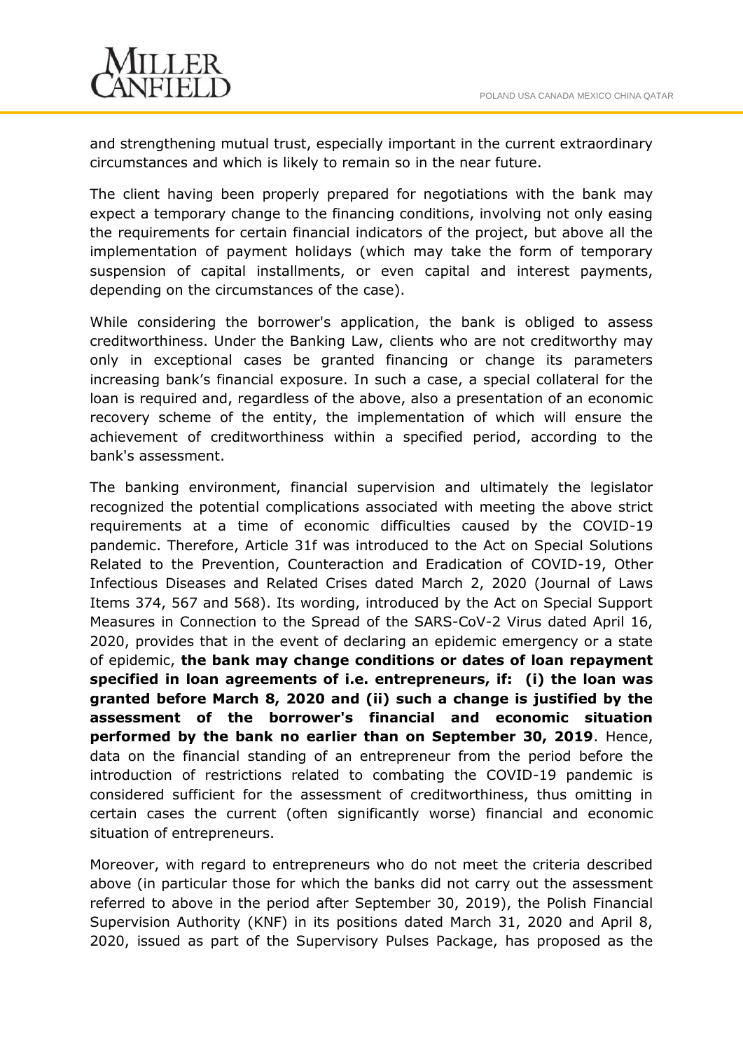and strengthening mutual trust, especially important in the current extraordinary circumstances and which is likely to remain so in the near future.

The client having been properly prepared for negotiations with the bank may expect a temporary change to the financing conditions, involving not only easing the requirements for certain financial indicators of the project, but above all the implementation of payment holidays (which may take the form of temporary suspension of capital installments, or even capital and interest payments, depending on the circumstances of the case).

While considering the borrower's application, the bank is obliged to assess creditworthiness. Under the Banking Law, clients who are not creditworthy may only in exceptional cases be granted financing or change its parameters increasing bank's financial exposure. In such a case, a special collateral for the loan is required and, regardless of the above, also a presentation of an economic recovery scheme of the entity, the implementation of which will ensure the achievement of creditworthiness within a specified period, according to the bank's assessment.

The banking environment, financial supervision and ultimately the legislator recognized the potential complications associated with meeting the above strict requirements at a time of economic difficulties caused by the COVID-19 pandemic. Therefore, Article 31f was introduced to the Act on Special Solutions Related to the Prevention, Counteraction and Eradication of COVID-19, Other Infectious Diseases and Related Crises dated March 2, 2020 (Journal of Laws Items 374, 567 and 568). Its wording, introduced by the Act on Special Support Measures in Connection to the Spread of the SARS-CoV-2 Virus dated April 16, 2020, provides that in the event of declaring an epidemic emergency or a state of epidemic, **the bank may change conditions or dates of loan repayment specified in loan agreements of i.e. entrepreneurs, if: (i) the loan was granted before March 8, 2020 and (ii) such a change is justified by the assessment of the borrower's financial and economic situation performed by the bank no earlier than on September 30, 2019**. Hence, data on the financial standing of an entrepreneur from the period before the introduction of restrictions related to combating the COVID-19 pandemic is considered sufficient for the assessment of creditworthiness, thus omitting in certain cases the current (often significantly worse) financial and economic situation of entrepreneurs.

Moreover, with regard to entrepreneurs who do not meet the criteria described above (in particular those for which the banks did not carry out the assessment referred to above in the period after September 30, 2019), the Polish Financial Supervision Authority (KNF) in its positions dated March 31, 2020 and April 8, 2020, issued as part of the Supervisory Pulses Package, has proposed as the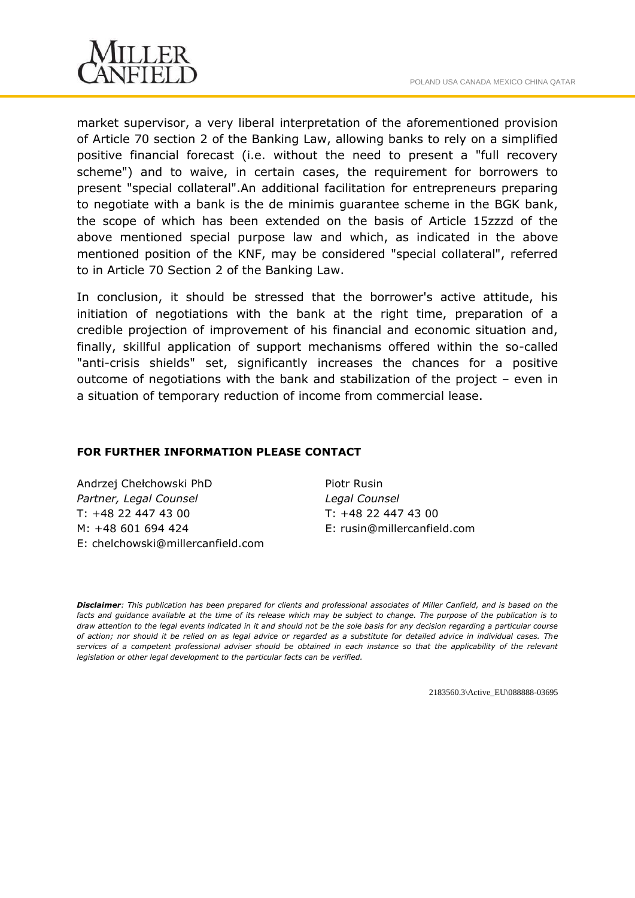market supervisor, a very liberal interpretation of the aforementioned provision of Article 70 section 2 of the Banking Law, allowing banks to rely on a simplified positive financial forecast (i.e. without the need to present a "full recovery scheme") and to waive, in certain cases, the requirement for borrowers to present "special collateral".An additional facilitation for entrepreneurs preparing to negotiate with a bank is the de minimis guarantee scheme in the BGK bank, the scope of which has been extended on the basis of Article 15zzzd of the above mentioned special purpose law and which, as indicated in the above mentioned position of the KNF, may be considered "special collateral", referred to in Article 70 Section 2 of the Banking Law.

In conclusion, it should be stressed that the borrower's active attitude, his initiation of negotiations with the bank at the right time, preparation of a credible projection of improvement of his financial and economic situation and, finally, skillful application of support mechanisms offered within the so-called "anti-crisis shields" set, significantly increases the chances for a positive outcome of negotiations with the bank and stabilization of the project – even in a situation of temporary reduction of income from commercial lease.

**FOR FURTHER INFORMATION PLEASE CONTACT**

Andrzej Chełchowski PhD
*Partner, Legal Counsel*
T: +48 22 447 43 00
M: +48 601 694 424
E: chelchowski@millercanfield.com

Piotr Rusin
*Legal Counsel*
T: +48 22 447 43 00
E: rusin@millercanfield.com

***Disclaimer**: This publication has been prepared for clients and professional associates of Miller Canfield, and is based on the facts and guidance available at the time of its release which may be subject to change. The purpose of the publication is to draw attention to the legal events indicated in it and should not be the sole basis for any decision regarding a particular course of action; nor should it be relied on as legal advice or regarded as a substitute for detailed advice in individual cases. The services of a competent professional adviser should be obtained in each instance so that the applicability of the relevant legislation or other legal development to the particular facts can be verified.*

2183560.3\Active_EU\088888-03695